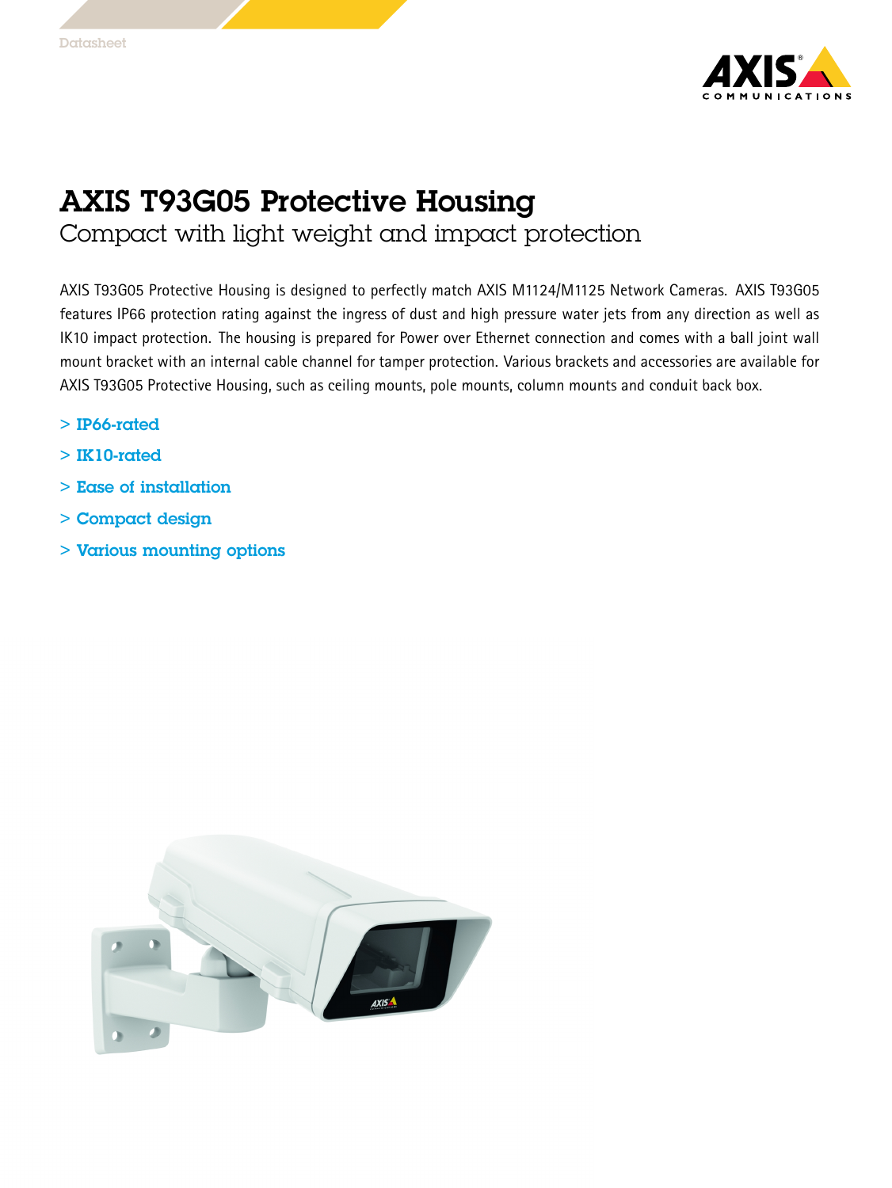Datasheet

# AXIS T93G05 Protective Housing

## Compact with light weight and impact protection

AXIS T93G05 Protective Housing is designed to perfectly match AXIS M1124/M1125 Network Cameras. AXIS T93G05 features IP66 protection rating against the ingress of dust and high pressure water jets from any direction as well as IK10 impact protection. The housing is prepared for Power over Ethernet connection and comes with a ball joint wall mount bracket with an internal cable channel for tamper protection. Various brackets and accessories are available for AXIS T93G05 Protective Housing, such as ceiling mounts, pole mounts, column mounts and conduit back box.

> IP66-rated

> IK10-rated

> Ease of installation

> Compact design

> Various mounting options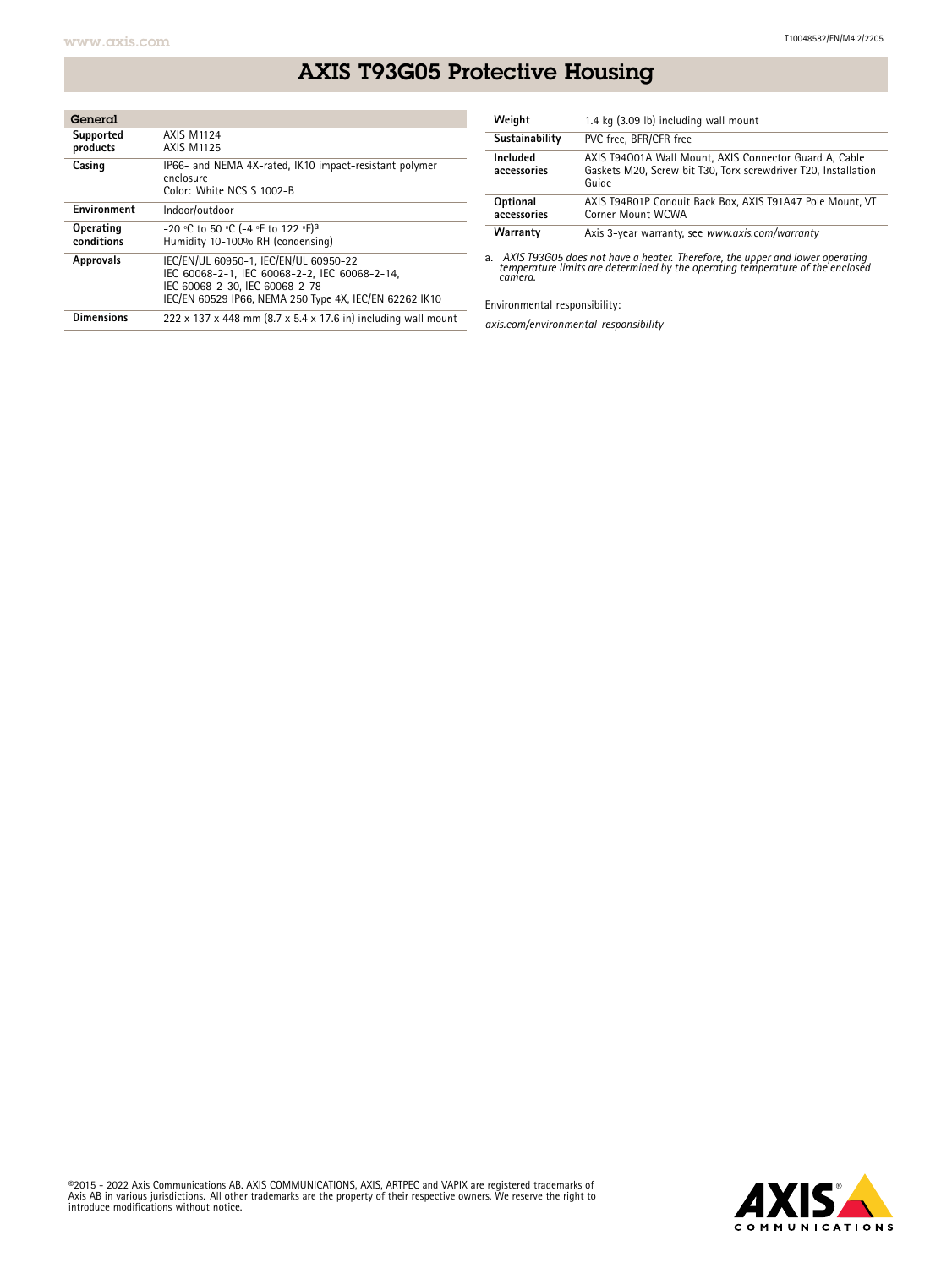# AXIS T93G05 Protective Housing

| General | |
|---|---|
| **Supported products** | AXIS M1124<br>AXIS M1125 |
| **Casing** | IP66- and NEMA 4X-rated, IK10 impact-resistant polymer enclosure<br>Color: White NCS S 1002-B |
| **Environment** | Indoor/outdoor |
| **Operating conditions** | -20 °C to 50 °C (-4 °F to 122 °F)[a]<br>Humidity 10-100% RH (condensing) |
| **Approvals** | IEC/EN/UL 60950-1, IEC/EN/UL 60950-22<br>IEC 60068-2-1, IEC 60068-2-2, IEC 60068-2-14, IEC 60068-2-30, IEC 60068-2-78<br>IEC/EN 60529 IP66, NEMA 250 Type 4X, IEC/EN 62262 IK10 |
| **Dimensions** | 222 x 137 x 448 mm (8.7 x 5.4 x 17.6 in) including wall mount |
| **Weight** | 1.4 kg (3.09 lb) including wall mount |
| **Sustainability** | PVC free, BFR/CFR free |
| **Included accessories** | AXIS T94Q01A Wall Mount, AXIS Connector Guard A, Cable Gaskets M20, Screw bit T30, Torx screwdriver T20, Installation Guide |
| **Optional accessories** | AXIS T94R01P Conduit Back Box, AXIS T91A47 Pole Mount, VT Corner Mount WCWA |
| **Warranty** | Axis 3-year warranty, see *www.axis.com/warranty* |

a. *AXIS T93G05 does not have a heater. Therefore, the upper and lower operating temperature limits are determined by the operating temperature of the enclosed camera.*

Environmental responsibility:

*axis.com/environmental-responsibility*

©2015 - 2022 Axis Communications AB. AXIS COMMUNICATIONS, AXIS, ARTPEC and VAPIX are registered trademarks of Axis AB in various jurisdictions. All other trademarks are the property of their respective owners. We reserve the right to introduce modifications without notice.